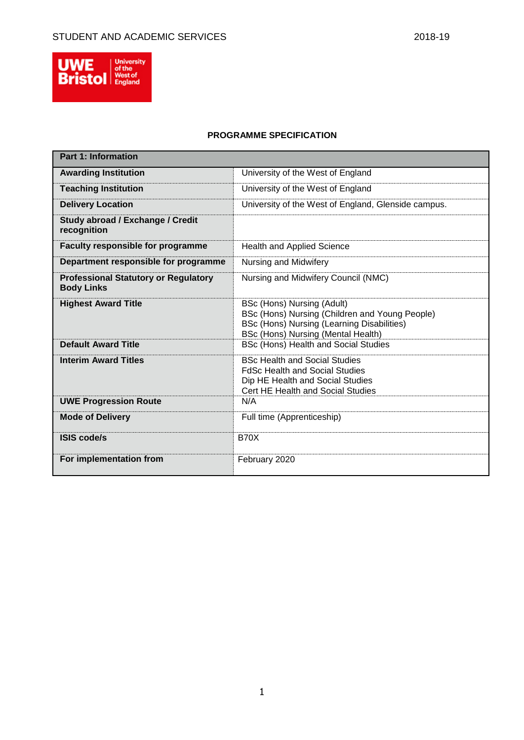STUDENT AND ACADEMIC SERVICES 2018-19

# PROGRAMME SPECIFICATION

| Part 1: Information | |
|---|---|
| **Awarding Institution** | University of the West of England |
| **Teaching Institution** | University of the West of England |
| **Delivery Location** | University of the West of England, Glenside campus. |
| **Study abroad / Exchange / Credit recognition** | |
| **Faculty responsible for programme** | Health and Applied Science |
| **Department responsible for programme** | Nursing and Midwifery |
| **Professional Statutory or Regulatory Body Links** | Nursing and Midwifery Council (NMC) |
| **Highest Award Title** | BSc (Hons) Nursing (Adult)<br>BSc (Hons) Nursing (Children and Young People)<br>BSc (Hons) Nursing (Learning Disabilities)<br>BSc (Hons) Nursing (Mental Health) |
| **Default Award Title** | BSc (Hons) Health and Social Studies |
| **Interim Award Titles** | BSc Health and Social Studies<br>FdSc Health and Social Studies<br>Dip HE Health and Social Studies<br>Cert HE Health and Social Studies |
| **UWE Progression Route** | N/A |
| **Mode of Delivery** | Full time (Apprenticeship) |
| **ISIS code/s** | B70X |
| **For implementation from** | February 2020 |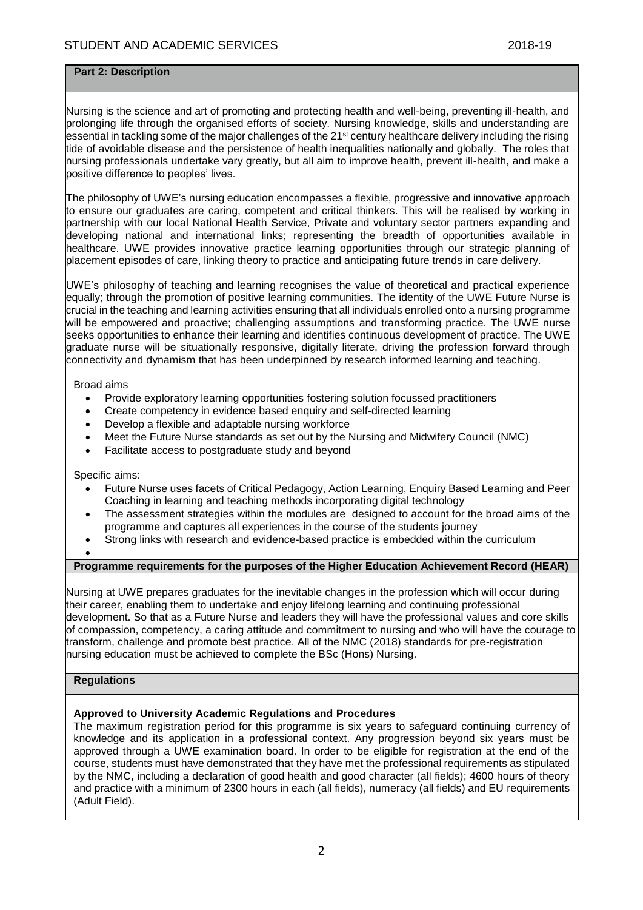## Part 2: Description

Nursing is the science and art of promoting and protecting health and well-being, preventing ill-health, and prolonging life through the organised efforts of society. Nursing knowledge, skills and understanding are essential in tackling some of the major challenges of the 21st century healthcare delivery including the rising tide of avoidable disease and the persistence of health inequalities nationally and globally. The roles that nursing professionals undertake vary greatly, but all aim to improve health, prevent ill-health, and make a positive difference to peoples' lives.

The philosophy of UWE's nursing education encompasses a flexible, progressive and innovative approach to ensure our graduates are caring, competent and critical thinkers. This will be realised by working in partnership with our local National Health Service, Private and voluntary sector partners expanding and developing national and international links; representing the breadth of opportunities available in healthcare. UWE provides innovative practice learning opportunities through our strategic planning of placement episodes of care, linking theory to practice and anticipating future trends in care delivery.

UWE's philosophy of teaching and learning recognises the value of theoretical and practical experience equally; through the promotion of positive learning communities. The identity of the UWE Future Nurse is crucial in the teaching and learning activities ensuring that all individuals enrolled onto a nursing programme will be empowered and proactive; challenging assumptions and transforming practice. The UWE nurse seeks opportunities to enhance their learning and identifies continuous development of practice. The UWE graduate nurse will be situationally responsive, digitally literate, driving the profession forward through connectivity and dynamism that has been underpinned by research informed learning and teaching.

Broad aims

- Provide exploratory learning opportunities fostering solution focussed practitioners
- Create competency in evidence based enquiry and self-directed learning
- Develop a flexible and adaptable nursing workforce
- Meet the Future Nurse standards as set out by the Nursing and Midwifery Council (NMC)
- Facilitate access to postgraduate study and beyond

Specific aims:

- Future Nurse uses facets of Critical Pedagogy, Action Learning, Enquiry Based Learning and Peer Coaching in learning and teaching methods incorporating digital technology
- The assessment strategies within the modules are designed to account for the broad aims of the programme and captures all experiences in the course of the students journey
- Strong links with research and evidence-based practice is embedded within the curriculum

## Programme requirements for the purposes of the Higher Education Achievement Record (HEAR)

Nursing at UWE prepares graduates for the inevitable changes in the profession which will occur during their career, enabling them to undertake and enjoy lifelong learning and continuing professional development. So that as a Future Nurse and leaders they will have the professional values and core skills of compassion, competency, a caring attitude and commitment to nursing and who will have the courage to transform, challenge and promote best practice. All of the NMC (2018) standards for pre-registration nursing education must be achieved to complete the BSc (Hons) Nursing.

## Regulations

**Approved to University Academic Regulations and Procedures**

The maximum registration period for this programme is six years to safeguard continuing currency of knowledge and its application in a professional context. Any progression beyond six years must be approved through a UWE examination board. In order to be eligible for registration at the end of the course, students must have demonstrated that they have met the professional requirements as stipulated by the NMC, including a declaration of good health and good character (all fields); 4600 hours of theory and practice with a minimum of 2300 hours in each (all fields), numeracy (all fields) and EU requirements (Adult Field).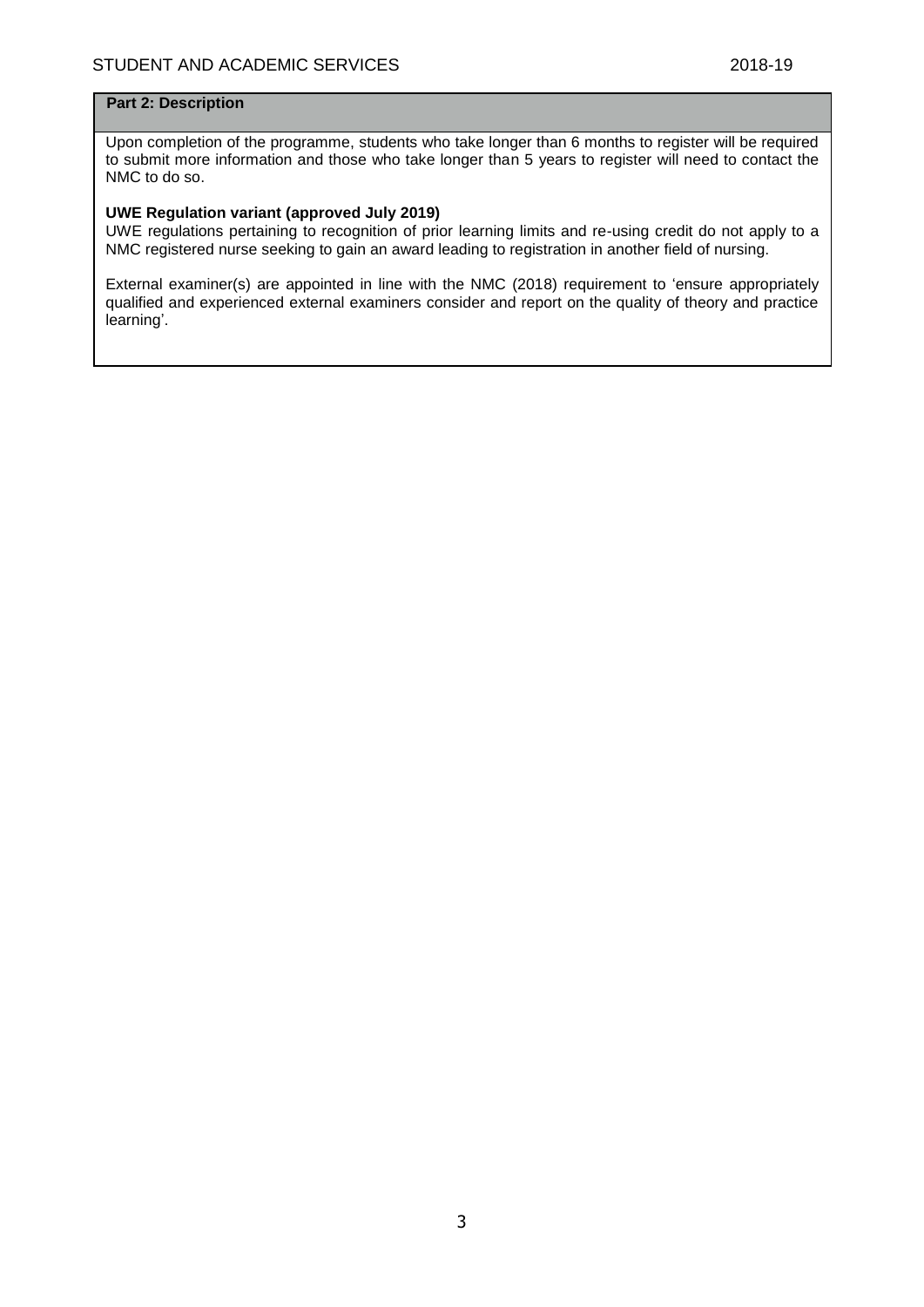## Part 2: Description

Upon completion of the programme, students who take longer than 6 months to register will be required to submit more information and those who take longer than 5 years to register will need to contact the NMC to do so.

**UWE Regulation variant (approved July 2019)**

UWE regulations pertaining to recognition of prior learning limits and re-using credit do not apply to a NMC registered nurse seeking to gain an award leading to registration in another field of nursing.

External examiner(s) are appointed in line with the NMC (2018) requirement to 'ensure appropriately qualified and experienced external examiners consider and report on the quality of theory and practice learning'.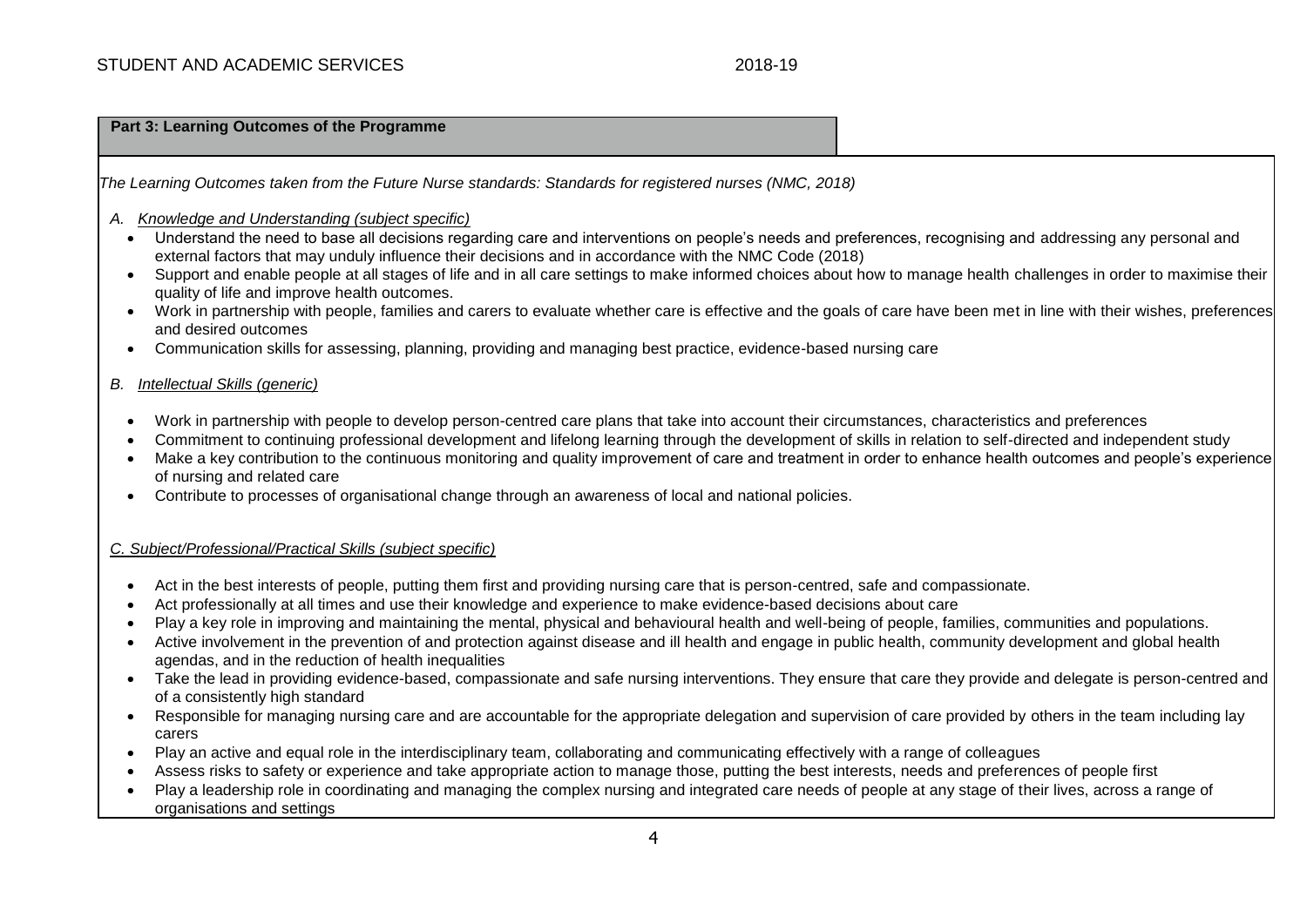**Part 3: Learning Outcomes of the Programme**

*The Learning Outcomes taken from the Future Nurse standards: Standards for registered nurses (NMC, 2018)*

A. *Knowledge and Understanding (subject specific)*

- Understand the need to base all decisions regarding care and interventions on people's needs and preferences, recognising and addressing any personal and external factors that may unduly influence their decisions and in accordance with the NMC Code (2018)
- Support and enable people at all stages of life and in all care settings to make informed choices about how to manage health challenges in order to maximise their quality of life and improve health outcomes.
- Work in partnership with people, families and carers to evaluate whether care is effective and the goals of care have been met in line with their wishes, preferences and desired outcomes
- Communication skills for assessing, planning, providing and managing best practice, evidence-based nursing care

B. *Intellectual Skills (generic)*

- Work in partnership with people to develop person-centred care plans that take into account their circumstances, characteristics and preferences
- Commitment to continuing professional development and lifelong learning through the development of skills in relation to self-directed and independent study
- Make a key contribution to the continuous monitoring and quality improvement of care and treatment in order to enhance health outcomes and people's experience of nursing and related care
- Contribute to processes of organisational change through an awareness of local and national policies.

*C. Subject/Professional/Practical Skills (subject specific)*

- Act in the best interests of people, putting them first and providing nursing care that is person-centred, safe and compassionate.
- Act professionally at all times and use their knowledge and experience to make evidence-based decisions about care
- Play a key role in improving and maintaining the mental, physical and behavioural health and well-being of people, families, communities and populations.
- Active involvement in the prevention of and protection against disease and ill health and engage in public health, community development and global health agendas, and in the reduction of health inequalities
- Take the lead in providing evidence-based, compassionate and safe nursing interventions. They ensure that care they provide and delegate is person-centred and of a consistently high standard
- Responsible for managing nursing care and are accountable for the appropriate delegation and supervision of care provided by others in the team including lay carers
- Play an active and equal role in the interdisciplinary team, collaborating and communicating effectively with a range of colleagues
- Assess risks to safety or experience and take appropriate action to manage those, putting the best interests, needs and preferences of people first
- Play a leadership role in coordinating and managing the complex nursing and integrated care needs of people at any stage of their lives, across a range of organisations and settings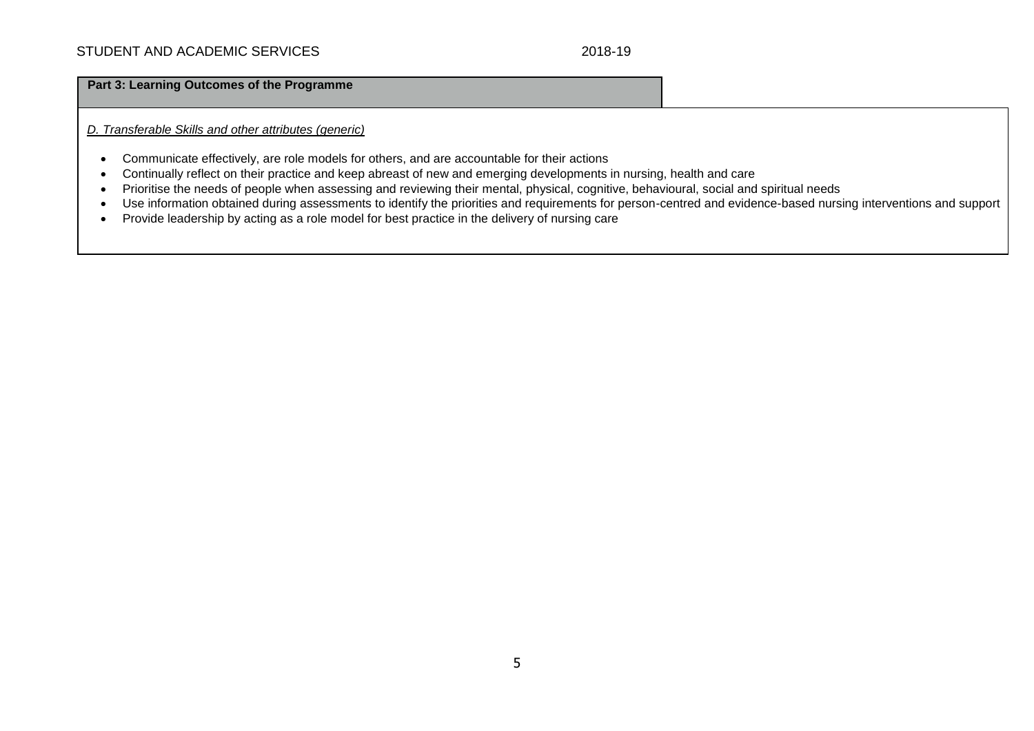**Part 3: Learning Outcomes of the Programme**

*D. Transferable Skills and other attributes (generic)*

- Communicate effectively, are role models for others, and are accountable for their actions
- Continually reflect on their practice and keep abreast of new and emerging developments in nursing, health and care
- Prioritise the needs of people when assessing and reviewing their mental, physical, cognitive, behavioural, social and spiritual needs
- Use information obtained during assessments to identify the priorities and requirements for person-centred and evidence-based nursing interventions and support
- Provide leadership by acting as a role model for best practice in the delivery of nursing care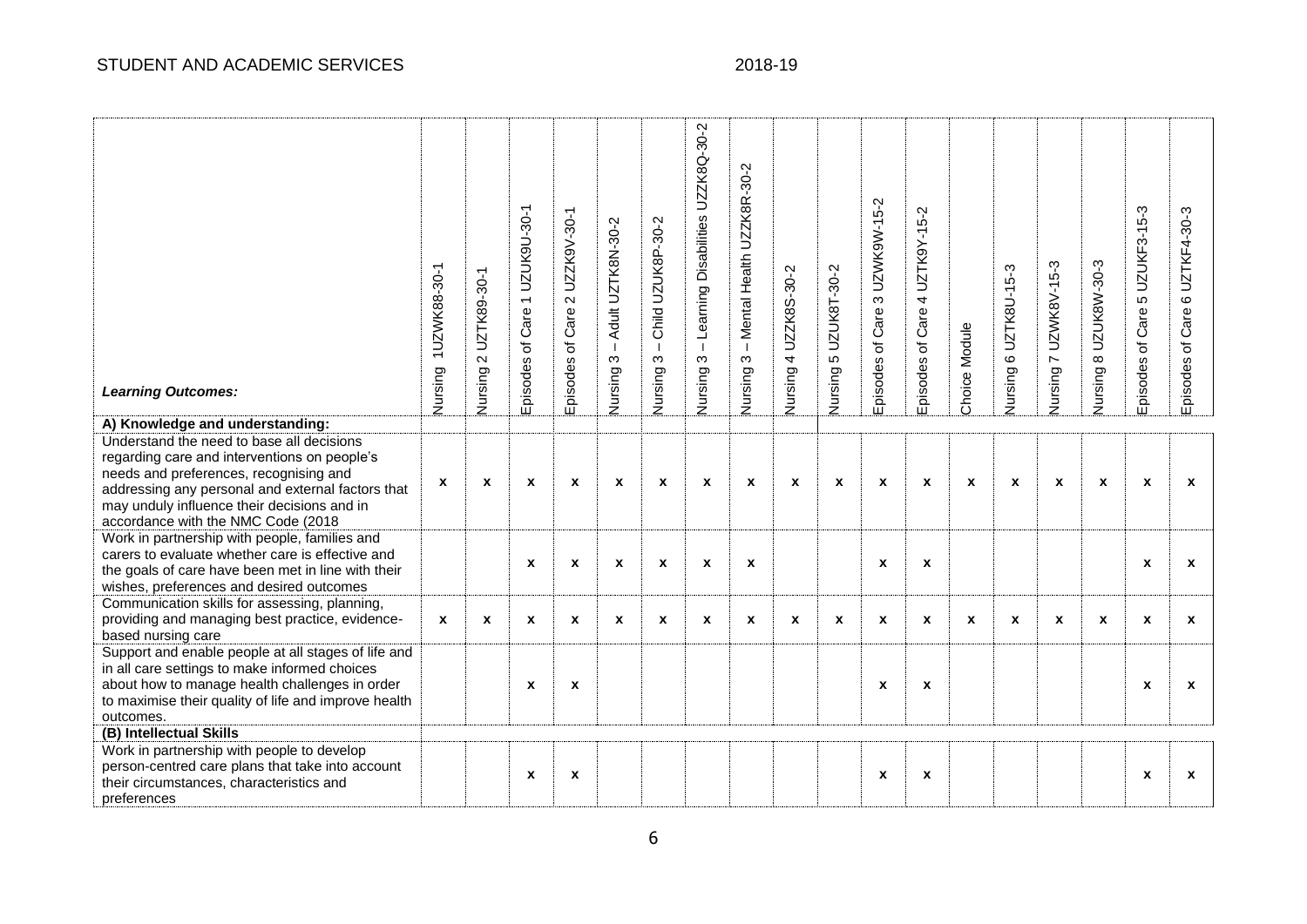| *Learning Outcomes:* | Nursing 1UZWK88-30-1 | Nursing 2 UZTK89-30-1 | Episodes of Care 1 UZUK9U-30-1 | Episodes of Care 2 UZZK9V-30-1 | Nursing 3 – Adult UZTK8N-30-2 | Nursing 3 – Child UZUK8P-30-2 | Nursing 3 – Learning Disabilities UZZK8Q-30-2 | Nursing 3 – Mental Health UZZK8R-30-2 | Nursing 4 UZZK8S-30-2 | Nursing 5 UZUK8T-30-2 | Episodes of Care 3 UZWK9W-15-2 | Episodes of Care 4 UZTK9Y-15-2 | Choice Module | Nursing 6 UZTK8U-15-3 | Nursing 7 UZWK8V-15-3 | Nursing 8 UZUK8W-30-3 | Episodes of Care 5 UZUKF3-15-3 | Episodes of Care 6 UZTKF4-30-3 |
|---|---|---|---|---|---|---|---|---|---|---|---|---|---|---|---|---|---|---|
| **A) Knowledge and understanding:** | | | | | | | | | | | | | | | | | | |
| Understand the need to base all decisions regarding care and interventions on people's needs and preferences, recognising and addressing any personal and external factors that may unduly influence their decisions and in accordance with the NMC Code (2018 | x | x | x | x | x | x | x | x | x | x | x | x | x | x | x | x | x | x |
| Work in partnership with people, families and carers to evaluate whether care is effective and the goals of care have been met in line with their wishes, preferences and desired outcomes | | | x | x | x | x | x | x | | | x | x | | | | | x | x |
| Communication skills for assessing, planning, providing and managing best practice, evidence-based nursing care | x | x | x | x | x | x | x | x | x | x | x | x | x | x | x | x | x | x |
| Support and enable people at all stages of life and in all care settings to make informed choices about how to manage health challenges in order to maximise their quality of life and improve health outcomes. | | | x | x | | | | | | | x | x | | | | | x | x |
| **(B) Intellectual Skills** | | | | | | | | | | | | | | | | | | |
| Work in partnership with people to develop person-centred care plans that take into account their circumstances, characteristics and preferences | | | x | x | | | | | | | x | x | | | | | x | x |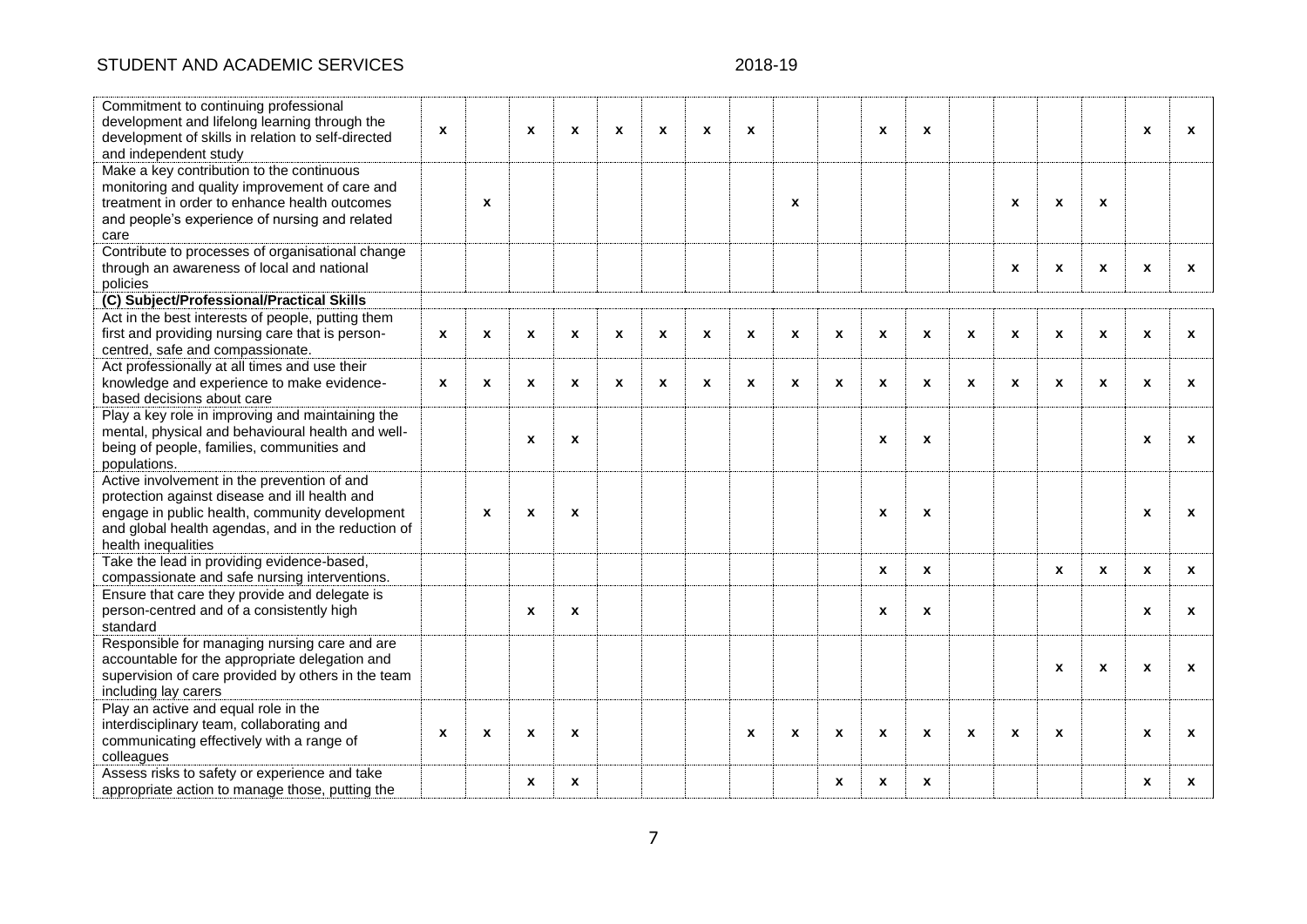| | | | | | | | | | | | | | | | | | | |
|---|---|---|---|---|---|---|---|---|---|---|---|---|---|---|---|---|---|---|
| Commitment to continuing professional development and lifelong learning through the development of skills in relation to self-directed and independent study | x | | x | x | x | x | x | x | | | x | x | | | | | x | x |
| Make a key contribution to the continuous monitoring and quality improvement of care and treatment in order to enhance health outcomes and people's experience of nursing and related care | | x | | | | | | | x | | | | | x | x | x | | |
| Contribute to processes of organisational change through an awareness of local and national policies | | | | | | | | | | | | | | x | x | x | x | x |
| **(C) Subject/Professional/Practical Skills** | | | | | | | | | | | | | | | | | | |
| Act in the best interests of people, putting them first and providing nursing care that is person-centred, safe and compassionate. | x | x | x | x | x | x | x | x | x | x | x | x | x | x | x | x | x | x |
| Act professionally at all times and use their knowledge and experience to make evidence-based decisions about care | x | x | x | x | x | x | x | x | x | x | x | x | x | x | x | x | x | x |
| Play a key role in improving and maintaining the mental, physical and behavioural health and well-being of people, families, communities and populations. | | | x | x | | | | | | | x | x | | | | | x | x |
| Active involvement in the prevention of and protection against disease and ill health and engage in public health, community development and global health agendas, and in the reduction of health inequalities | | x | x | x | | | | | | | x | x | | | | | x | x |
| Take the lead in providing evidence-based, compassionate and safe nursing interventions. | | | | | | | | | | | x | x | | | x | x | x | x |
| Ensure that care they provide and delegate is person-centred and of a consistently high standard | | | x | x | | | | | | | x | x | | | | | x | x |
| Responsible for managing nursing care and are accountable for the appropriate delegation and supervision of care provided by others in the team including lay carers | | | | | | | | | | | | | | | x | x | x | x |
| Play an active and equal role in the interdisciplinary team, collaborating and communicating effectively with a range of colleagues | x | x | x | x | | | | x | x | x | x | x | x | x | x | | x | x |
| Assess risks to safety or experience and take appropriate action to manage those, putting the | | | x | x | | | | | | x | x | x | | | | | x | x |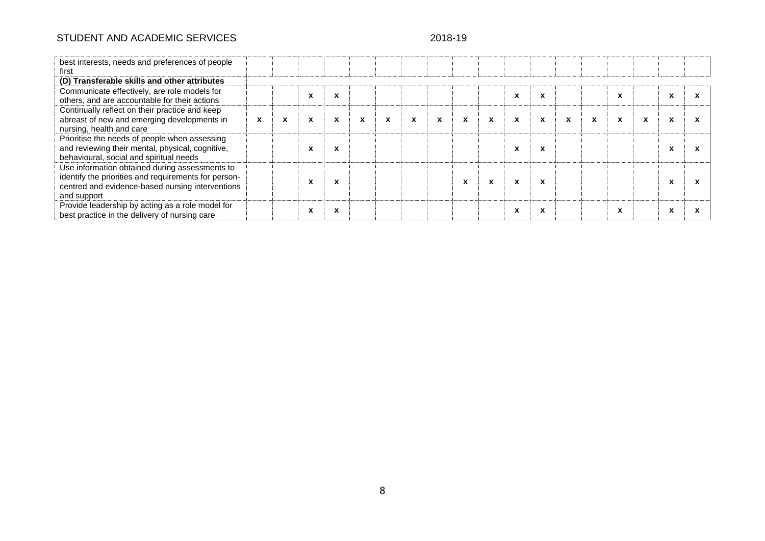| best interests, needs and preferences of people first | | | | | | | | | | | | | | | | | | |
|---|---|---|---|---|---|---|---|---|---|---|---|---|---|---|---|---|---|---|
| **(D) Transferable skills and other attributes** | | | | | | | | | | | | | | | | | | |
| Communicate effectively, are role models for others, and are accountable for their actions | | | x | x | | | | | | | x | x | | | x | | x | x |
| Continually reflect on their practice and keep abreast of new and emerging developments in nursing, health and care | x | x | x | x | x | x | x | x | x | x | x | x | x | x | x | x | x | x |
| Prioritise the needs of people when assessing and reviewing their mental, physical, cognitive, behavioural, social and spiritual needs | | | x | x | | | | | | | x | x | | | | | x | x |
| Use information obtained during assessments to identify the priorities and requirements for person-centred and evidence-based nursing interventions and support | | | x | x | | | | | x | x | x | x | | | | | x | x |
| Provide leadership by acting as a role model for best practice in the delivery of nursing care | | | x | x | | | | | | | x | x | | | x | | x | x |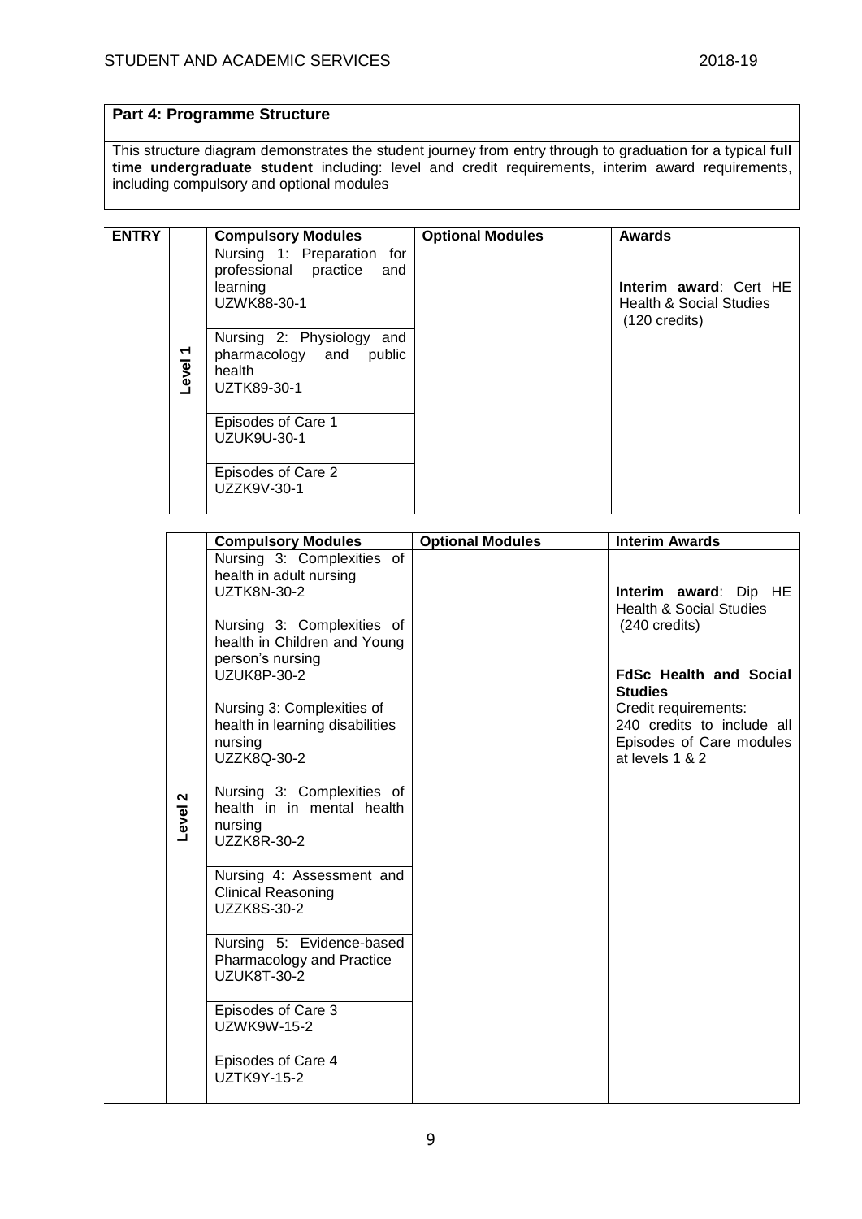## Part 4: Programme Structure

This structure diagram demonstrates the student journey from entry through to graduation for a typical **full time undergraduate student** including: level and credit requirements, interim award requirements, including compulsory and optional modules

| ENTRY | | Compulsory Modules | Optional Modules | Awards |
|---|---|---|---|---|
| | Level 1 | Nursing 1: Preparation for professional practice and learning UZWK88-30-1 | | **Interim award**: Cert HE Health & Social Studies (120 credits) |
| | | Nursing 2: Physiology and pharmacology and public health UZTK89-30-1 | | |
| | | Episodes of Care 1 UZUK9U-30-1 | | |
| | | Episodes of Care 2 UZZK9V-30-1 | | |

| | Compulsory Modules | Optional Modules | Interim Awards |
|---|---|---|---|
| Level 2 | Nursing 3: Complexities of health in adult nursing UZTK8N-30-2<br><br>Nursing 3: Complexities of health in Children and Young person's nursing UZUK8P-30-2<br><br>Nursing 3: Complexities of health in learning disabilities nursing UZZK8Q-30-2<br><br>Nursing 3: Complexities of health in in mental health nursing UZZK8R-30-2 | | **Interim award**: Dip HE Health & Social Studies (240 credits)<br><br>**FdSc Health and Social Studies**<br>Credit requirements: 240 credits to include all Episodes of Care modules at levels 1 & 2 |
| | Nursing 4: Assessment and Clinical Reasoning UZZK8S-30-2 | | |
| | Nursing 5: Evidence-based Pharmacology and Practice UZUK8T-30-2 | | |
| | Episodes of Care 3 UZWK9W-15-2 | | |
| | Episodes of Care 4 UZTK9Y-15-2 | | |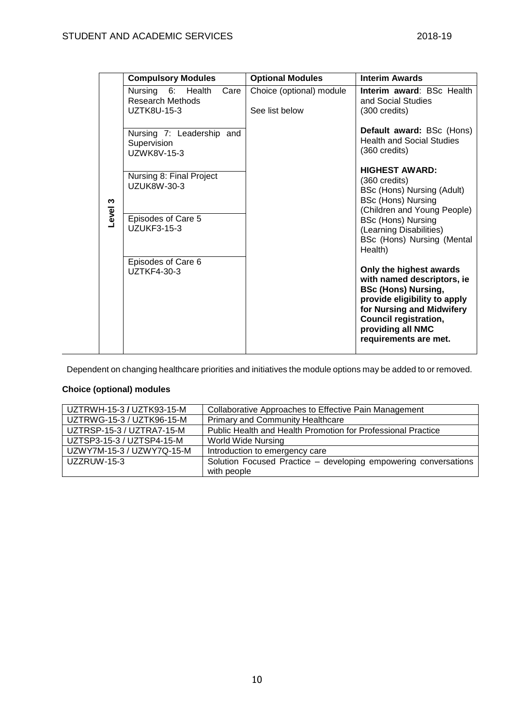| | Compulsory Modules | Optional Modules | Interim Awards |
|---|---|---|---|
| **Level 3** | Nursing 6: Health Care Research Methods UZTK8U-15-3 | Choice (optional) module<br><br>See list below | **Interim award**: BSc Health and Social Studies (300 credits)<br><br>**Default award:** BSc (Hons) Health and Social Studies (360 credits)<br><br>**HIGHEST AWARD:** (360 credits) BSc (Hons) Nursing (Adult) BSc (Hons) Nursing (Children and Young People) BSc (Hons) Nursing (Learning Disabilities) BSc (Hons) Nursing (Mental Health)<br><br>**Only the highest awards with named descriptors, ie BSc (Hons) Nursing, provide eligibility to apply for Nursing and Midwifery Council registration, providing all NMC requirements are met.** |
| | Nursing 7: Leadership and Supervision UZWK8V-15-3 | | |
| | Nursing 8: Final Project UZUK8W-30-3 | | |
| | Episodes of Care 5 UZUKF3-15-3 | | |
| | Episodes of Care 6 UZTKF4-30-3 | | |

Dependent on changing healthcare priorities and initiatives the module options may be added to or removed.

**Choice (optional) modules**

| | |
|---|---|
| UZTRWH-15-3 **/** UZTK93-15-M | Collaborative Approaches to Effective Pain Management |
| UZTRWG-15-3 / UZTK96-15-M | Primary and Community Healthcare |
| UZTRSP-15-3 / UZTRA7-15-M | Public Health and Health Promotion for Professional Practice |
| UZTSP3-15-3 / UZTSP4-15-M | World Wide Nursing |
| UZWY7M-15-3 / UZWY7Q-15-M | Introduction to emergency care |
| UZZRUW-15-3 | Solution Focused Practice – developing empowering conversations with people |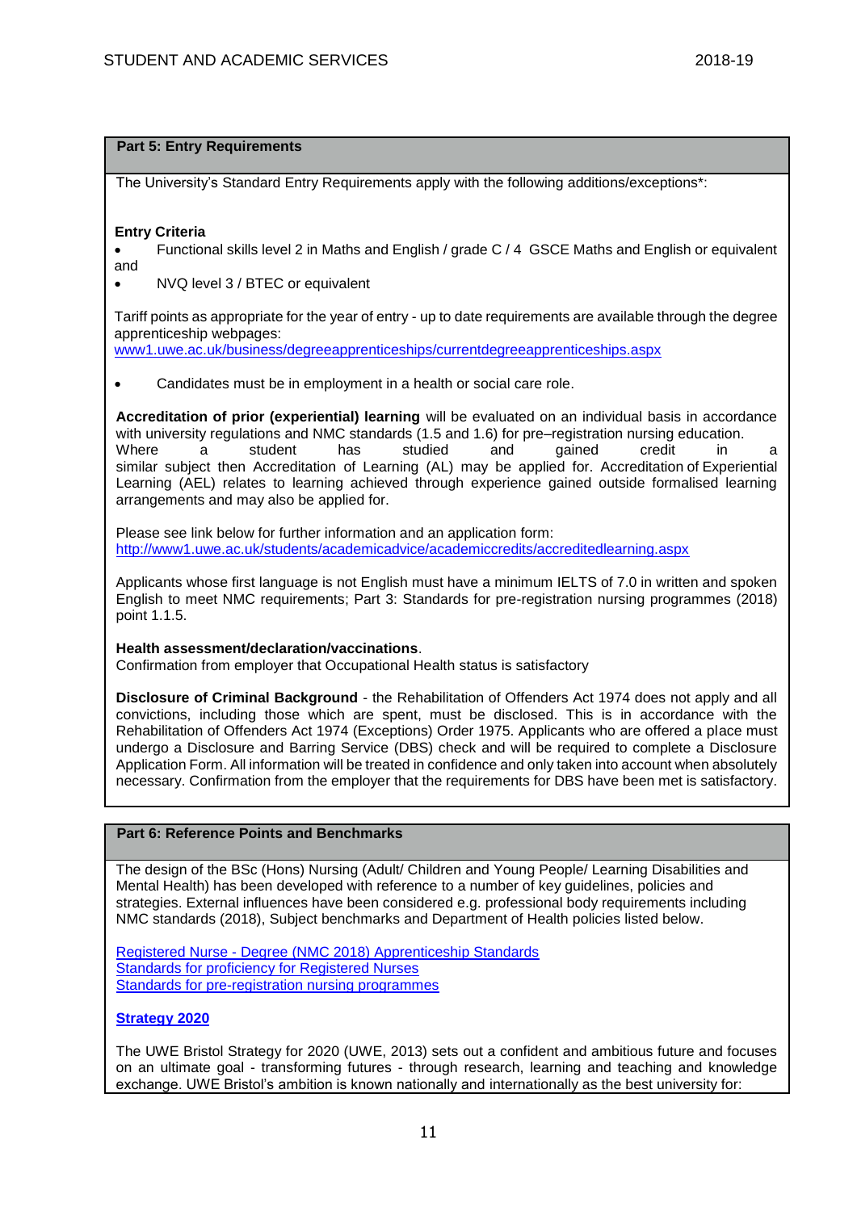## Part 5: Entry Requirements

The University's Standard Entry Requirements apply with the following additions/exceptions*:

**Entry Criteria**

- Functional skills level 2 in Maths and English / grade C / 4 GSCE Maths and English or equivalent and
- NVQ level 3 / BTEC or equivalent

Tariff points as appropriate for the year of entry - up to date requirements are available through the degree apprenticeship webpages:
www1.uwe.ac.uk/business/degreeapprenticeships/currentdegreeapprenticeships.aspx

- Candidates must be in employment in a health or social care role.

**Accreditation of prior (experiential) learning** will be evaluated on an individual basis in accordance with university regulations and NMC standards (1.5 and 1.6) for pre–registration nursing education. Where a student has studied and gained credit in a similar subject then Accreditation of Learning (AL) may be applied for. Accreditation of Experiential Learning (AEL) relates to learning achieved through experience gained outside formalised learning arrangements and may also be applied for.

Please see link below for further information and an application form:
http://www1.uwe.ac.uk/students/academicadvice/academiccredits/accreditedlearning.aspx

Applicants whose first language is not English must have a minimum IELTS of 7.0 in written and spoken English to meet NMC requirements; Part 3: Standards for pre-registration nursing programmes (2018) point 1.1.5.

**Health assessment/declaration/vaccinations**.
Confirmation from employer that Occupational Health status is satisfactory

**Disclosure of Criminal Background** - the Rehabilitation of Offenders Act 1974 does not apply and all convictions, including those which are spent, must be disclosed. This is in accordance with the Rehabilitation of Offenders Act 1974 (Exceptions) Order 1975. Applicants who are offered a place must undergo a Disclosure and Barring Service (DBS) check and will be required to complete a Disclosure Application Form. All information will be treated in confidence and only taken into account when absolutely necessary. Confirmation from the employer that the requirements for DBS have been met is satisfactory.

## Part 6: Reference Points and Benchmarks

The design of the BSc (Hons) Nursing (Adult/ Children and Young People/ Learning Disabilities and Mental Health) has been developed with reference to a number of key guidelines, policies and strategies. External influences have been considered e.g. professional body requirements including NMC standards (2018), Subject benchmarks and Department of Health policies listed below.

Registered Nurse - Degree (NMC 2018) Apprenticeship Standards
Standards for proficiency for Registered Nurses
Standards for pre-registration nursing programmes

**Strategy 2020**

The UWE Bristol Strategy for 2020 (UWE, 2013) sets out a confident and ambitious future and focuses on an ultimate goal - transforming futures - through research, learning and teaching and knowledge exchange. UWE Bristol's ambition is known nationally and internationally as the best university for: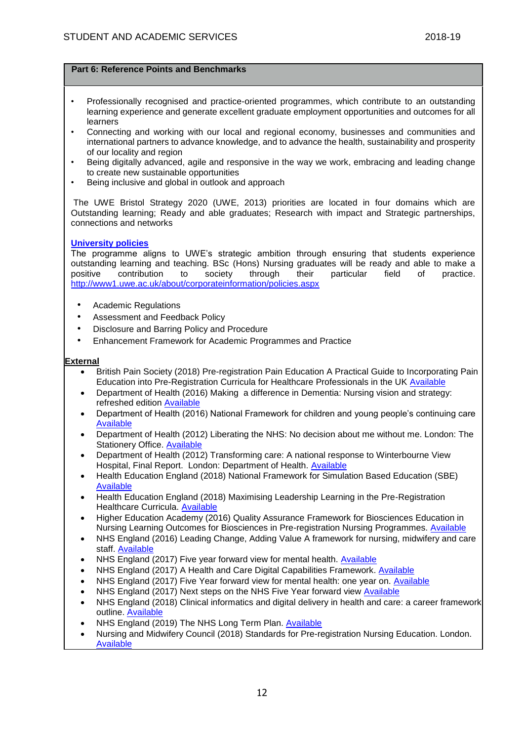## Part 6: Reference Points and Benchmarks

- Professionally recognised and practice-oriented programmes, which contribute to an outstanding learning experience and generate excellent graduate employment opportunities and outcomes for all learners
- Connecting and working with our local and regional economy, businesses and communities and international partners to advance knowledge, and to advance the health, sustainability and prosperity of our locality and region
- Being digitally advanced, agile and responsive in the way we work, embracing and leading change to create new sustainable opportunities
- Being inclusive and global in outlook and approach

The UWE Bristol Strategy 2020 (UWE, 2013) priorities are located in four domains which are Outstanding learning; Ready and able graduates; Research with impact and Strategic partnerships, connections and networks

**University policies**

The programme aligns to UWE's strategic ambition through ensuring that students experience outstanding learning and teaching. BSc (Hons) Nursing graduates will be ready and able to make a positive contribution to society through their particular field of practice. http://www1.uwe.ac.uk/about/corporateinformation/policies.aspx

- Academic Regulations
- Assessment and Feedback Policy
- Disclosure and Barring Policy and Procedure
- Enhancement Framework for Academic Programmes and Practice

**External**

- British Pain Society (2018) Pre-registration Pain Education A Practical Guide to Incorporating Pain Education into Pre-Registration Curricula for Healthcare Professionals in the UK Available
- Department of Health (2016) Making a difference in Dementia: Nursing vision and strategy: refreshed edition Available
- Department of Health (2016) National Framework for children and young people's continuing care Available
- Department of Health (2012) Liberating the NHS: No decision about me without me. London: The Stationery Office. Available
- Department of Health (2012) Transforming care: A national response to Winterbourne View Hospital, Final Report. London: Department of Health. Available
- Health Education England (2018) National Framework for Simulation Based Education (SBE) Available
- Health Education England (2018) Maximising Leadership Learning in the Pre-Registration Healthcare Curricula. Available
- Higher Education Academy (2016) Quality Assurance Framework for Biosciences Education in Nursing Learning Outcomes for Biosciences in Pre-registration Nursing Programmes. Available
- NHS England (2016) Leading Change, Adding Value A framework for nursing, midwifery and care staff. Available
- NHS England (2017) Five year forward view for mental health. Available
- NHS England (2017) A Health and Care Digital Capabilities Framework. Available
- NHS England (2017) Five Year forward view for mental health: one year on. Available
- NHS England (2017) Next steps on the NHS Five Year forward view Available
- NHS England (2018) Clinical informatics and digital delivery in health and care: a career framework outline. Available
- NHS England (2019) The NHS Long Term Plan. Available
- Nursing and Midwifery Council (2018) Standards for Pre-registration Nursing Education. London. Available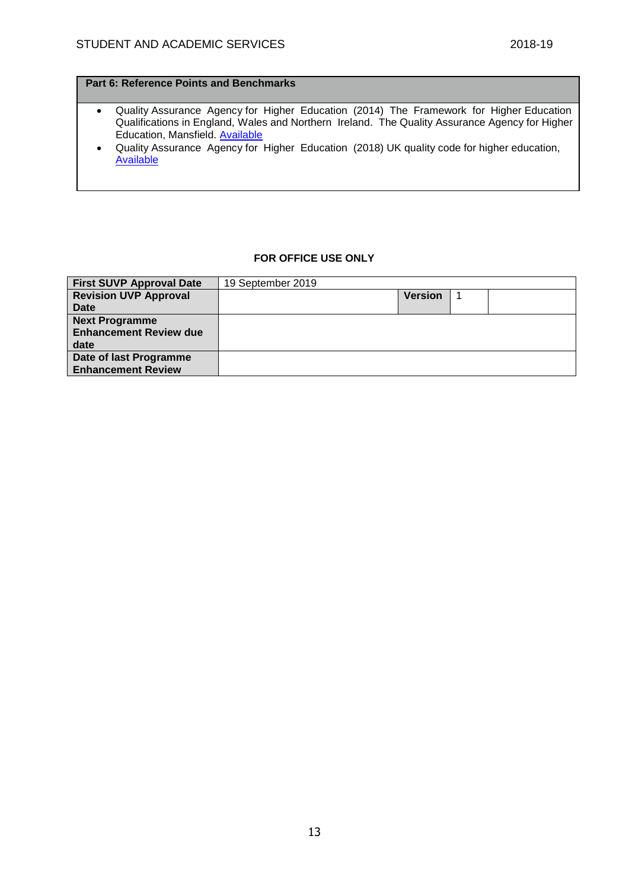## Part 6: Reference Points and Benchmarks

- Quality Assurance Agency for Higher Education (2014) The Framework for Higher Education Qualifications in England, Wales and Northern Ireland. The Quality Assurance Agency for Higher Education, Mansfield. Available
- Quality Assurance Agency for Higher Education (2018) UK quality code for higher education, Available

**FOR OFFICE USE ONLY**

| | | | | |
|---|---|---|---|---|
| **First SUVP Approval Date** | 19 September 2019 | | | |
| **Revision UVP Approval Date** | | **Version** | 1 | |
| **Next Programme Enhancement Review due date** | | | | |
| **Date of last Programme Enhancement Review** | | | | |